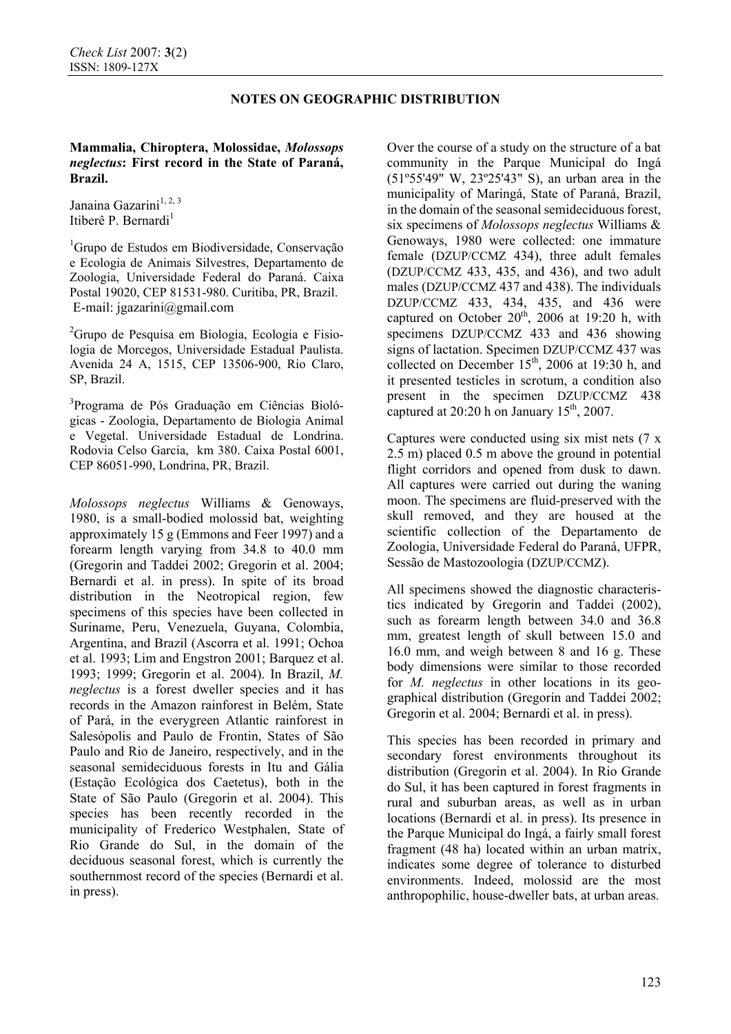## NOTES ON GEOGRAPHIC DISTRIBUTION

**Mammalia, Chiroptera, Molossidae, *Molossops neglectus*: First record in the State of Paraná, Brazil.**

Janaina Gazarini[1, 2, 3]
Itiberê P. Bernardi[1]

[1]Grupo de Estudos em Biodiversidade, Conservação e Ecologia de Animais Silvestres, Departamento de Zoologia, Universidade Federal do Paraná. Caixa Postal 19020, CEP 81531-980. Curitiba, PR, Brazil. E-mail: jgazarini@gmail.com

[2]Grupo de Pesquisa em Biologia, Ecologia e Fisiologia de Morcegos, Universidade Estadual Paulista. Avenida 24 A, 1515, CEP 13506-900, Rio Claro, SP, Brazil.

[3]Programa de Pós Graduação em Ciências Biológicas - Zoologia, Departamento de Biologia Animal e Vegetal. Universidade Estadual de Londrina. Rodovia Celso Garcia, km 380. Caixa Postal 6001, CEP 86051-990, Londrina, PR, Brazil.

*Molossops neglectus* Williams & Genoways, 1980, is a small-bodied molossid bat, weighting approximately 15 g (Emmons and Feer 1997) and a forearm length varying from 34.8 to 40.0 mm (Gregorin and Taddei 2002; Gregorin et al. 2004; Bernardi et al. in press). In spite of its broad distribution in the Neotropical region, few specimens of this species have been collected in Suriname, Peru, Venezuela, Guyana, Colombia, Argentina, and Brazil (Ascorra et al. 1991; Ochoa et al. 1993; Lim and Engstron 2001; Barquez et al. 1993; 1999; Gregorin et al. 2004). In Brazil, *M. neglectus* is a forest dweller species and it has records in the Amazon rainforest in Belém, State of Pará, in the everygreen Atlantic rainforest in Salesópolis and Paulo de Frontin, States of São Paulo and Rio de Janeiro, respectively, and in the seasonal semideciduous forests in Itu and Gália (Estação Ecológica dos Caetetus), both in the State of São Paulo (Gregorin et al. 2004). This species has been recently recorded in the municipality of Frederico Westphalen, State of Rio Grande do Sul, in the domain of the deciduous seasonal forest, which is currently the southernmost record of the species (Bernardi et al. in press).

Over the course of a study on the structure of a bat community in the Parque Municipal do Ingá (51º55'49" W, 23º25'43" S), an urban area in the municipality of Maringá, State of Paraná, Brazil, in the domain of the seasonal semideciduous forest, six specimens of *Molossops neglectus* Williams & Genoways, 1980 were collected: one immature female (DZUP/CCMZ 434), three adult females (DZUP/CCMZ 433, 435, and 436), and two adult males (DZUP/CCMZ 437 and 438). The individuals DZUP/CCMZ 433, 434, 435, and 436 were captured on October 20th, 2006 at 19:20 h, with specimens DZUP/CCMZ 433 and 436 showing signs of lactation. Specimen DZUP/CCMZ 437 was collected on December 15th, 2006 at 19:30 h, and it presented testicles in scrotum, a condition also present in the specimen DZUP/CCMZ 438 captured at 20:20 h on January 15th, 2007.

Captures were conducted using six mist nets (7 x 2.5 m) placed 0.5 m above the ground in potential flight corridors and opened from dusk to dawn. All captures were carried out during the waning moon. The specimens are fluid-preserved with the skull removed, and they are housed at the scientific collection of the Departamento de Zoologia, Universidade Federal do Paraná, UFPR, Sessão de Mastozoologia (DZUP/CCMZ).

All specimens showed the diagnostic characteristics indicated by Gregorin and Taddei (2002), such as forearm length between 34.0 and 36.8 mm, greatest length of skull between 15.0 and 16.0 mm, and weigh between 8 and 16 g. These body dimensions were similar to those recorded for *M. neglectus* in other locations in its geographical distribution (Gregorin and Taddei 2002; Gregorin et al. 2004; Bernardi et al. in press).

This species has been recorded in primary and secondary forest environments throughout its distribution (Gregorin et al. 2004). In Rio Grande do Sul, it has been captured in forest fragments in rural and suburban areas, as well as in urban locations (Bernardi et al. in press). Its presence in the Parque Municipal do Ingá, a fairly small forest fragment (48 ha) located within an urban matrix, indicates some degree of tolerance to disturbed environments. Indeed, molossid are the most anthropophilic, house-dweller bats, at urban areas.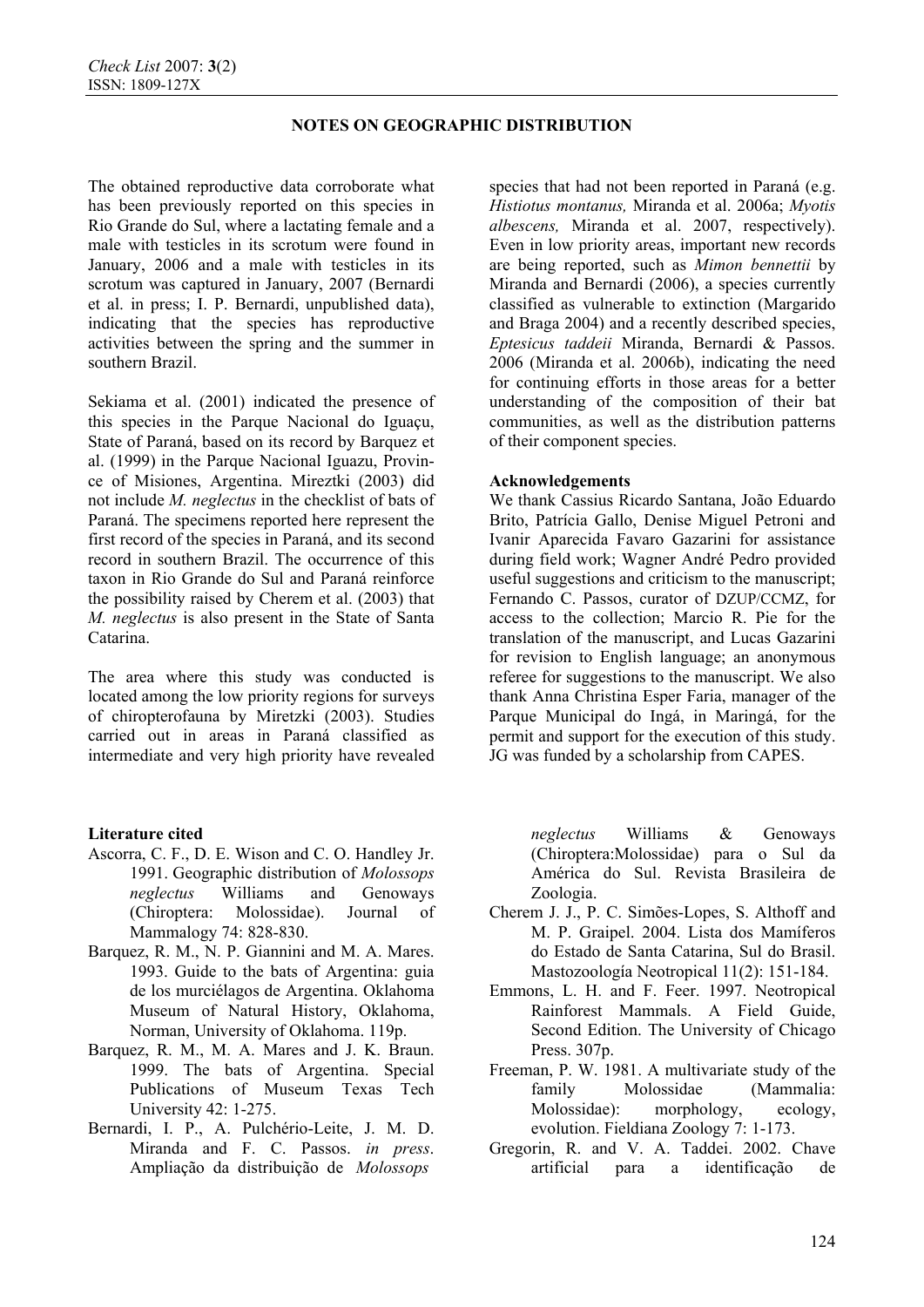The obtained reproductive data corroborate what has been previously reported on this species in Rio Grande do Sul, where a lactating female and a male with testicles in its scrotum were found in January, 2006 and a male with testicles in its scrotum was captured in January, 2007 (Bernardi et al. in press; I. P. Bernardi, unpublished data), indicating that the species has reproductive activities between the spring and the summer in southern Brazil.

Sekiama et al. (2001) indicated the presence of this species in the Parque Nacional do Iguaçu, State of Paraná, based on its record by Barquez et al. (1999) in the Parque Nacional Iguazu, Province of Misiones, Argentina. Mireztki (2003) did not include *M. neglectus* in the checklist of bats of Paraná. The specimens reported here represent the first record of the species in Paraná, and its second record in southern Brazil. The occurrence of this taxon in Rio Grande do Sul and Paraná reinforce the possibility raised by Cherem et al. (2003) that *M. neglectus* is also present in the State of Santa Catarina.

The area where this study was conducted is located among the low priority regions for surveys of chiropterofauna by Miretzki (2003). Studies carried out in areas in Paraná classified as intermediate and very high priority have revealed species that had not been reported in Paraná (e.g. *Histiotus montanus,* Miranda et al. 2006a; *Myotis albescens,* Miranda et al. 2007, respectively). Even in low priority areas, important new records are being reported, such as *Mimon bennettii* by Miranda and Bernardi (2006), a species currently classified as vulnerable to extinction (Margarido and Braga 2004) and a recently described species, *Eptesicus taddeii* Miranda, Bernardi & Passos. 2006 (Miranda et al. 2006b), indicating the need for continuing efforts in those areas for a better understanding of the composition of their bat communities, as well as the distribution patterns of their component species.

**Acknowledgements**

We thank Cassius Ricardo Santana, João Eduardo Brito, Patrícia Gallo, Denise Miguel Petroni and Ivanir Aparecida Favaro Gazarini for assistance during field work; Wagner André Pedro provided useful suggestions and criticism to the manuscript; Fernando C. Passos, curator of DZUP/CCMZ, for access to the collection; Marcio R. Pie for the translation of the manuscript, and Lucas Gazarini for revision to English language; an anonymous referee for suggestions to the manuscript. We also thank Anna Christina Esper Faria, manager of the Parque Municipal do Ingá, in Maringá, for the permit and support for the execution of this study. JG was funded by a scholarship from CAPES.

**Literature cited**

- Ascorra, C. F., D. E. Wison and C. O. Handley Jr. 1991. Geographic distribution of *Molossops neglectus* Williams and Genoways (Chiroptera: Molossidae). Journal of Mammalogy 74: 828-830.
- Barquez, R. M., N. P. Giannini and M. A. Mares. 1993. Guide to the bats of Argentina: guia de los murciélagos de Argentina. Oklahoma Museum of Natural History, Oklahoma, Norman, University of Oklahoma. 119p.
- Barquez, R. M., M. A. Mares and J. K. Braun. 1999. The bats of Argentina. Special Publications of Museum Texas Tech University 42: 1-275.
- Bernardi, I. P., A. Pulchério-Leite, J. M. D. Miranda and F. C. Passos. *in press*. Ampliação da distribuição de *Molossops neglectus* Williams & Genoways (Chiroptera:Molossidae) para o Sul da América do Sul. Revista Brasileira de Zoologia.
- Cherem J. J., P. C. Simões-Lopes, S. Althoff and M. P. Graipel. 2004. Lista dos Mamíferos do Estado de Santa Catarina, Sul do Brasil. Mastozoología Neotropical 11(2): 151-184.
- Emmons, L. H. and F. Feer. 1997. Neotropical Rainforest Mammals. A Field Guide, Second Edition. The University of Chicago Press. 307p.
- Freeman, P. W. 1981. A multivariate study of the family Molossidae (Mammalia: Molossidae): morphology, ecology, evolution. Fieldiana Zoology 7: 1-173.
- Gregorin, R. and V. A. Taddei. 2002. Chave artificial para a identificação de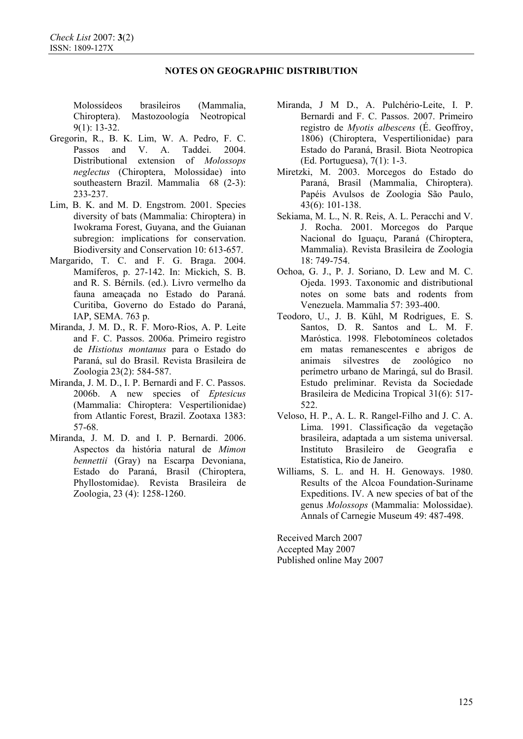Molossídeos brasileiros (Mammalia, Chiroptera). Mastozoología Neotropical 9(1): 13-32.

Gregorin, R., B. K. Lim, W. A. Pedro, F. C. Passos and V. A. Taddei. 2004. Distributional extension of *Molossops neglectus* (Chiroptera, Molossidae) into southeastern Brazil. Mammalia 68 (2-3): 233-237.

Lim, B. K. and M. D. Engstrom. 2001. Species diversity of bats (Mammalia: Chiroptera) in Iwokrama Forest, Guyana, and the Guianan subregion: implications for conservation. Biodiversity and Conservation 10: 613-657.

Margarido, T. C. and F. G. Braga. 2004. Mamíferos, p. 27-142. In: Mickich, S. B. and R. S. Bérnils. (ed.). Livro vermelho da fauna ameaçada no Estado do Paraná. Curitiba, Governo do Estado do Paraná, IAP, SEMA. 763 p.

Miranda, J. M. D., R. F. Moro-Rios, A. P. Leite and F. C. Passos. 2006a. Primeiro registro de *Histiotus montanus* para o Estado do Paraná, sul do Brasil. Revista Brasileira de Zoologia 23(2): 584-587.

Miranda, J. M. D., I. P. Bernardi and F. C. Passos. 2006b. A new species of *Eptesicus* (Mammalia: Chiroptera: Vespertilionidae) from Atlantic Forest, Brazil. Zootaxa 1383: 57-68.

Miranda, J. M. D. and I. P. Bernardi. 2006. Aspectos da história natural de *Mimon bennettii* (Gray) na Escarpa Devoniana, Estado do Paraná, Brasil (Chiroptera, Phyllostomidae). Revista Brasileira de Zoologia, 23 (4): 1258-1260.

Miranda, J M D., A. Pulchério-Leite, I. P. Bernardi and F. C. Passos. 2007. Primeiro registro de *Myotis albescens* (É. Geoffroy, 1806) (Chiroptera, Vespertilionidae) para Estado do Paraná, Brasil. Biota Neotropica (Ed. Portuguesa), 7(1): 1-3.

Miretzki, M. 2003. Morcegos do Estado do Paraná, Brasil (Mammalia, Chiroptera). Papéis Avulsos de Zoologia São Paulo, 43(6): 101-138.

Sekiama, M. L., N. R. Reis, A. L. Peracchi and V. J. Rocha. 2001. Morcegos do Parque Nacional do Iguaçu, Paraná (Chiroptera, Mammalia). Revista Brasileira de Zoologia 18: 749-754.

Ochoa, G. J., P. J. Soriano, D. Lew and M. C. Ojeda. 1993. Taxonomic and distributional notes on some bats and rodents from Venezuela. Mammalia 57: 393-400.

Teodoro, U., J. B. Kühl, M Rodrigues, E. S. Santos, D. R. Santos and L. M. F. Maróstica. 1998. Flebotomíneos coletados em matas remanescentes e abrigos de animais silvestres de zoológico no perímetro urbano de Maringá, sul do Brasil. Estudo preliminar. Revista da Sociedade Brasileira de Medicina Tropical 31(6): 517-522.

Veloso, H. P., A. L. R. Rangel-Filho and J. C. A. Lima. 1991. Classificação da vegetação brasileira, adaptada a um sistema universal. Instituto Brasileiro de Geografia e Estatística, Rio de Janeiro.

Williams, S. L. and H. H. Genoways. 1980. Results of the Alcoa Foundation-Suriname Expeditions. IV. A new species of bat of the genus *Molossops* (Mammalia: Molossidae). Annals of Carnegie Museum 49: 487-498.

Received March 2007
Accepted May 2007
Published online May 2007